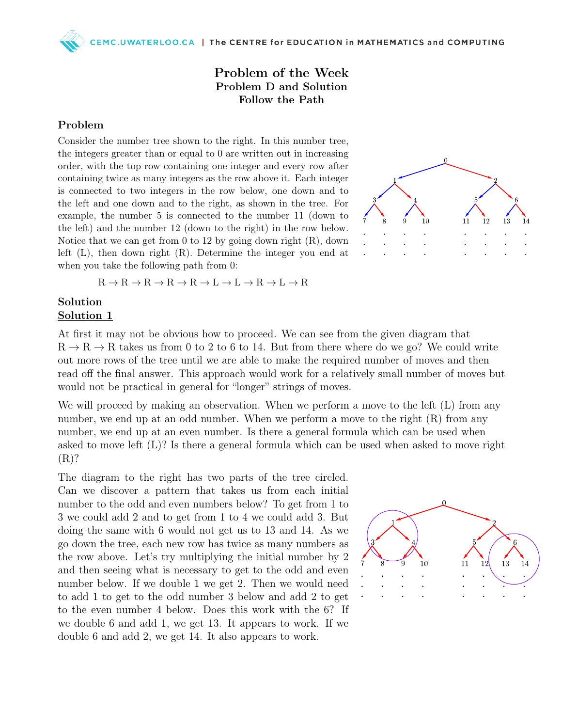# Problem of the Week
## Problem D and Solution
## Follow the Path

### Problem

Consider the number tree shown to the right. In this number tree, the integers greater than or equal to 0 are written out in increasing order, with the top row containing one integer and every row after containing twice as many integers as the row above it. Each integer is connected to two integers in the row below, one down and to the left and one down and to the right, as shown in the tree. For example, the number 5 is connected to the number 11 (down to the left) and the number 12 (down to the right) in the row below. Notice that we can get from 0 to 12 by going down right (R), down left (L), then down right (R). Determine the integer you end at when you take the following path from 0:

$$\text{R} \rightarrow \text{R} \rightarrow \text{R} \rightarrow \text{R} \rightarrow \text{R} \rightarrow \text{L} \rightarrow \text{L} \rightarrow \text{R} \rightarrow \text{L} \rightarrow \text{R}$$

### Solution

#### Solution 1

At first it may not be obvious how to proceed. We can see from the given diagram that R → R → R takes us from 0 to 2 to 6 to 14. But from there where do we go? We could write out more rows of the tree until we are able to make the required number of moves and then read off the final answer. This approach would work for a relatively small number of moves but would not be practical in general for "longer" strings of moves.

We will proceed by making an observation. When we perform a move to the left (L) from any number, we end up at an odd number. When we perform a move to the right (R) from any number, we end up at an even number. Is there a general formula which can be used when asked to move left (L)? Is there a general formula which can be used when asked to move right (R)?

The diagram to the right has two parts of the tree circled. Can we discover a pattern that takes us from each initial number to the odd and even numbers below? To get from 1 to 3 we could add 2 and to get from 1 to 4 we could add 3. But doing the same with 6 would not get us to 13 and 14. As we go down the tree, each new row has twice as many numbers as the row above. Let's try multiplying the initial number by 2 and then seeing what is necessary to get to the odd and even number below. If we double 1 we get 2. Then we would need to add 1 to get to the odd number 3 below and add 2 to get to the even number 4 below. Does this work with the 6? If we double 6 and add 1, we get 13. It appears to work. If we double 6 and add 2, we get 14. It also appears to work.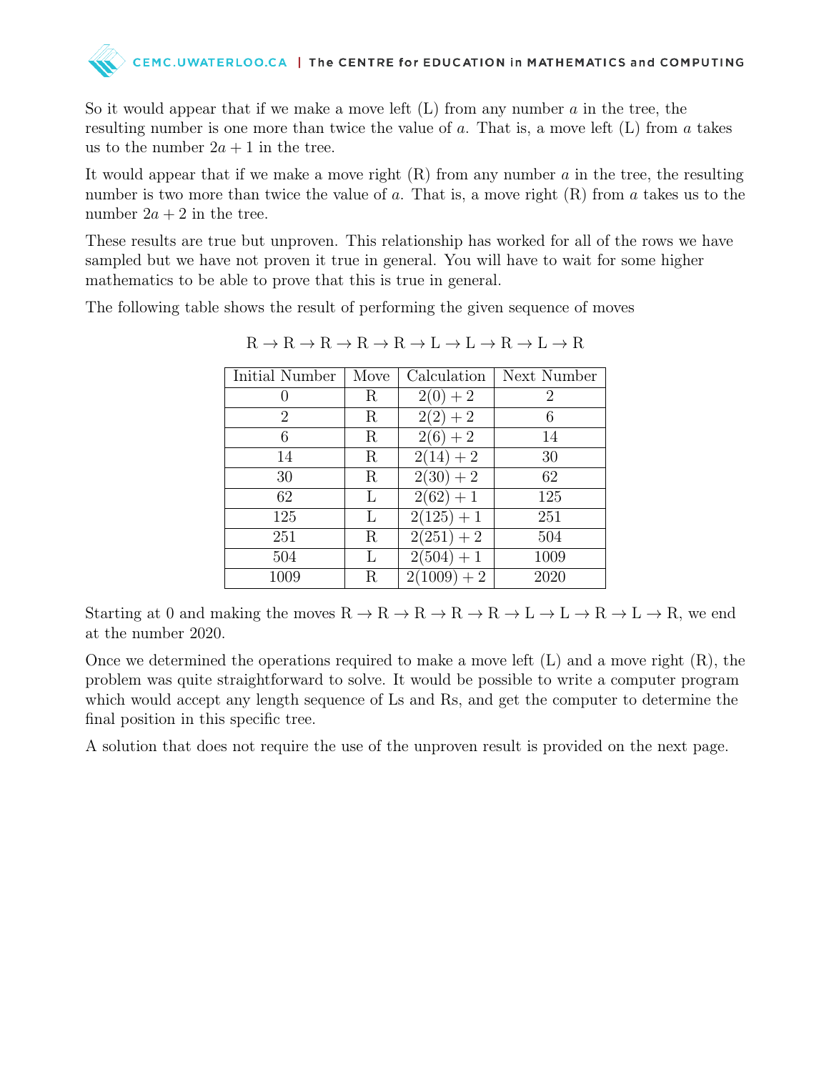So it would appear that if we make a move left (L) from any number $a$ in the tree, the resulting number is one more than twice the value of $a$. That is, a move left (L) from $a$ takes us to the number $2a + 1$ in the tree.

It would appear that if we make a move right (R) from any number $a$ in the tree, the resulting number is two more than twice the value of $a$. That is, a move right (R) from $a$ takes us to the number $2a + 2$ in the tree.

These results are true but unproven. This relationship has worked for all of the rows we have sampled but we have not proven it true in general. You will have to wait for some higher mathematics to be able to prove that this is true in general.

The following table shows the result of performing the given sequence of moves

$$\text{R} \to \text{R} \to \text{R} \to \text{R} \to \text{R} \to \text{L} \to \text{L} \to \text{R} \to \text{L} \to \text{R}$$

| Initial Number | Move | Calculation | Next Number |
|---|---|---|---|
| 0 | R | $2(0) + 2$ | 2 |
| 2 | R | $2(2) + 2$ | 6 |
| 6 | R | $2(6) + 2$ | 14 |
| 14 | R | $2(14) + 2$ | 30 |
| 30 | R | $2(30) + 2$ | 62 |
| 62 | L | $2(62) + 1$ | 125 |
| 125 | L | $2(125) + 1$ | 251 |
| 251 | R | $2(251) + 2$ | 504 |
| 504 | L | $2(504) + 1$ | 1009 |
| 1009 | R | $2(1009) + 2$ | 2020 |

Starting at 0 and making the moves $\text{R} \to \text{R} \to \text{R} \to \text{R} \to \text{R} \to \text{L} \to \text{L} \to \text{R} \to \text{L} \to \text{R}$, we end at the number 2020.

Once we determined the operations required to make a move left (L) and a move right (R), the problem was quite straightforward to solve. It would be possible to write a computer program which would accept any length sequence of Ls and Rs, and get the computer to determine the final position in this specific tree.

A solution that does not require the use of the unproven result is provided on the next page.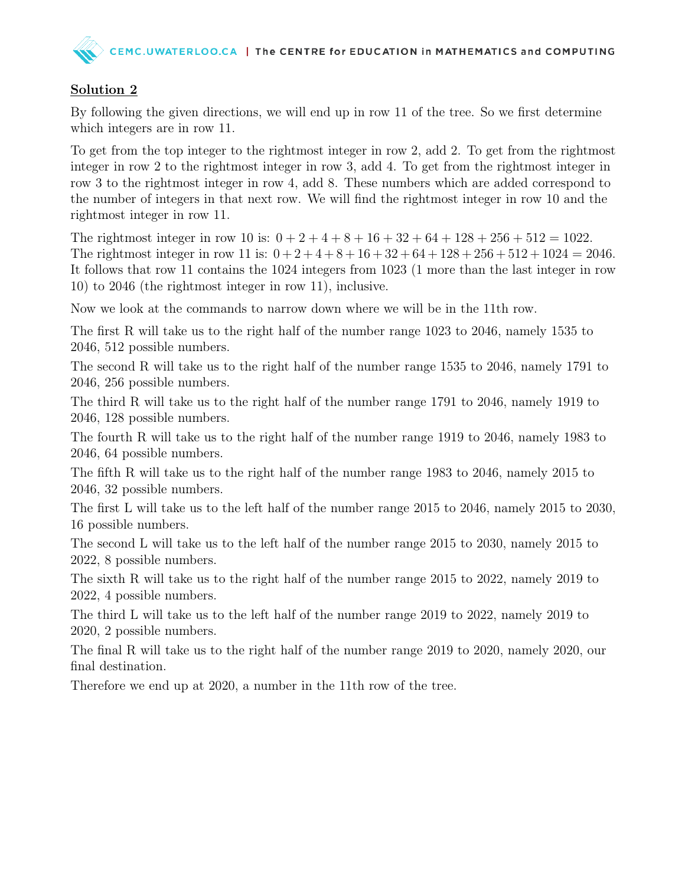**Solution 2**

By following the given directions, we will end up in row 11 of the tree. So we first determine which integers are in row 11.

To get from the top integer to the rightmost integer in row 2, add 2. To get from the rightmost integer in row 2 to the rightmost integer in row 3, add 4. To get from the rightmost integer in row 3 to the rightmost integer in row 4, add 8. These numbers which are added correspond to the number of integers in that next row. We will find the rightmost integer in row 10 and the rightmost integer in row 11.

The rightmost integer in row 10 is: $0 + 2 + 4 + 8 + 16 + 32 + 64 + 128 + 256 + 512 = 1022$.
The rightmost integer in row 11 is: $0+2+4+8+16+32+64+128+256+512+1024 = 2046$.
It follows that row 11 contains the 1024 integers from 1023 (1 more than the last integer in row 10) to 2046 (the rightmost integer in row 11), inclusive.

Now we look at the commands to narrow down where we will be in the 11th row.

The first R will take us to the right half of the number range 1023 to 2046, namely 1535 to 2046, 512 possible numbers.

The second R will take us to the right half of the number range 1535 to 2046, namely 1791 to 2046, 256 possible numbers.

The third R will take us to the right half of the number range 1791 to 2046, namely 1919 to 2046, 128 possible numbers.

The fourth R will take us to the right half of the number range 1919 to 2046, namely 1983 to 2046, 64 possible numbers.

The fifth R will take us to the right half of the number range 1983 to 2046, namely 2015 to 2046, 32 possible numbers.

The first L will take us to the left half of the number range 2015 to 2046, namely 2015 to 2030, 16 possible numbers.

The second L will take us to the left half of the number range 2015 to 2030, namely 2015 to 2022, 8 possible numbers.

The sixth R will take us to the right half of the number range 2015 to 2022, namely 2019 to 2022, 4 possible numbers.

The third L will take us to the left half of the number range 2019 to 2022, namely 2019 to 2020, 2 possible numbers.

The final R will take us to the right half of the number range 2019 to 2020, namely 2020, our final destination.

Therefore we end up at 2020, a number in the 11th row of the tree.